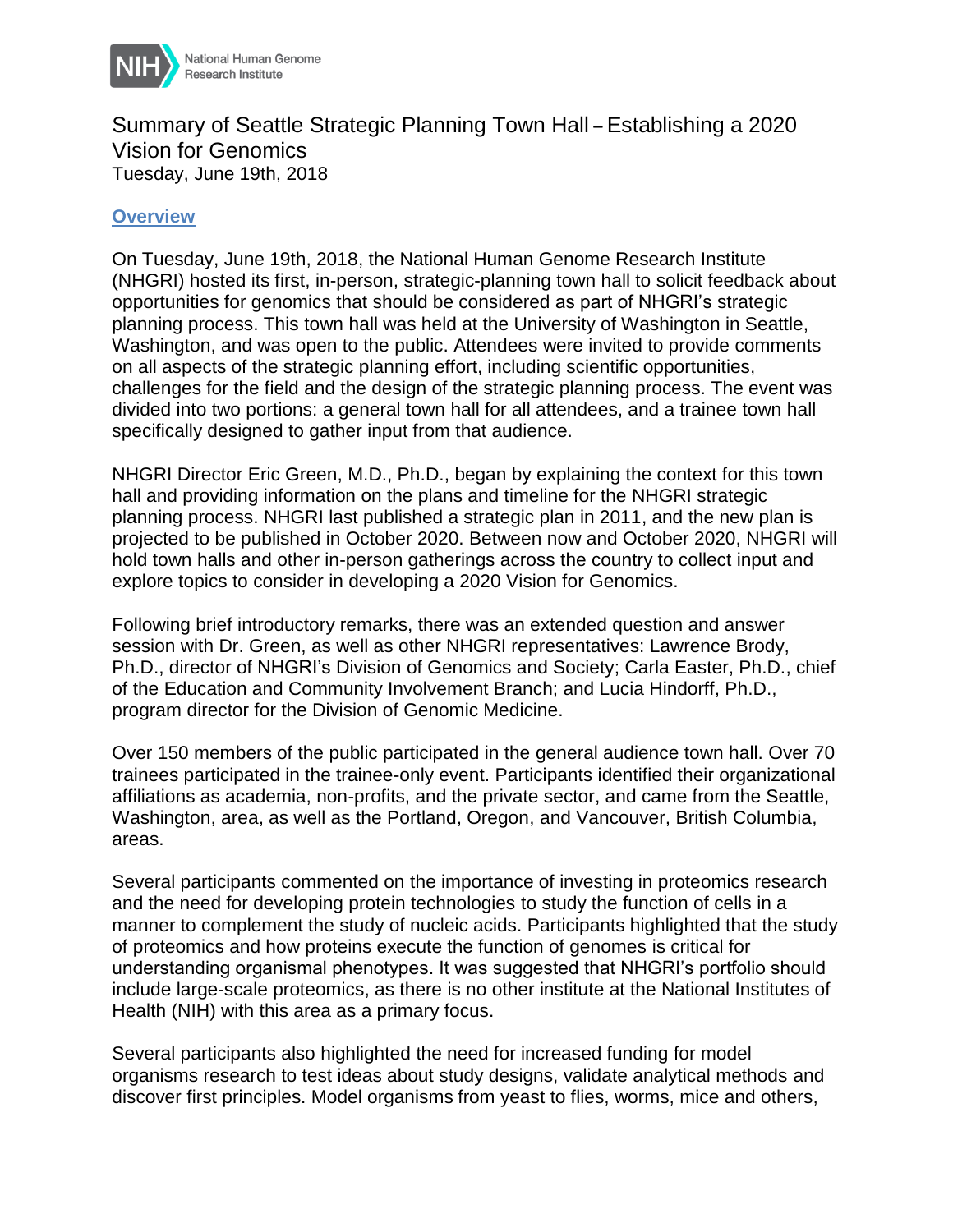# Summary of Seattle Strategic Planning Town Hall – Establishing a 2020 Vision for Genomics

Tuesday, June 19th, 2018

## Overview

On Tuesday, June 19th, 2018, the National Human Genome Research Institute (NHGRI) hosted its first, in-person, strategic-planning town hall to solicit feedback about opportunities for genomics that should be considered as part of NHGRI's strategic planning process. This town hall was held at the University of Washington in Seattle, Washington, and was open to the public. Attendees were invited to provide comments on all aspects of the strategic planning effort, including scientific opportunities, challenges for the field and the design of the strategic planning process. The event was divided into two portions: a general town hall for all attendees, and a trainee town hall specifically designed to gather input from that audience.

NHGRI Director Eric Green, M.D., Ph.D., began by explaining the context for this town hall and providing information on the plans and timeline for the NHGRI strategic planning process. NHGRI last published a strategic plan in 2011, and the new plan is projected to be published in October 2020. Between now and October 2020, NHGRI will hold town halls and other in-person gatherings across the country to collect input and explore topics to consider in developing a 2020 Vision for Genomics.

Following brief introductory remarks, there was an extended question and answer session with Dr. Green, as well as other NHGRI representatives: Lawrence Brody, Ph.D., director of NHGRI's Division of Genomics and Society; Carla Easter, Ph.D., chief of the Education and Community Involvement Branch; and Lucia Hindorff, Ph.D., program director for the Division of Genomic Medicine.

Over 150 members of the public participated in the general audience town hall. Over 70 trainees participated in the trainee-only event. Participants identified their organizational affiliations as academia, non-profits, and the private sector, and came from the Seattle, Washington, area, as well as the Portland, Oregon, and Vancouver, British Columbia, areas.

Several participants commented on the importance of investing in proteomics research and the need for developing protein technologies to study the function of cells in a manner to complement the study of nucleic acids. Participants highlighted that the study of proteomics and how proteins execute the function of genomes is critical for understanding organismal phenotypes. It was suggested that NHGRI's portfolio should include large-scale proteomics, as there is no other institute at the National Institutes of Health (NIH) with this area as a primary focus.

Several participants also highlighted the need for increased funding for model organisms research to test ideas about study designs, validate analytical methods and discover first principles. Model organisms from yeast to flies, worms, mice and others,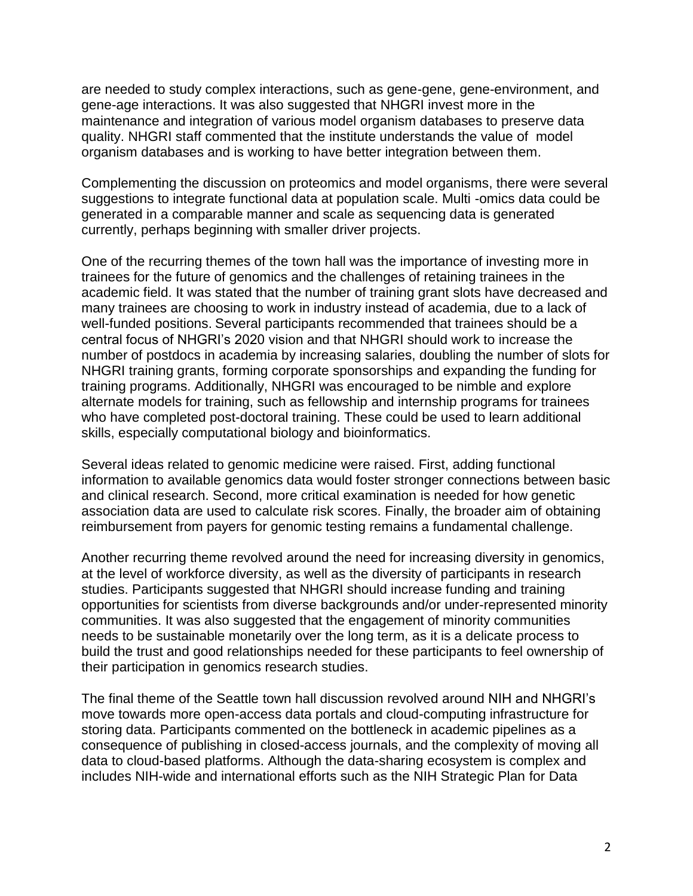are needed to study complex interactions, such as gene-gene, gene-environment, and gene-age interactions. It was also suggested that NHGRI invest more in the maintenance and integration of various model organism databases to preserve data quality. NHGRI staff commented that the institute understands the value of model organism databases and is working to have better integration between them.

Complementing the discussion on proteomics and model organisms, there were several suggestions to integrate functional data at population scale. Multi -omics data could be generated in a comparable manner and scale as sequencing data is generated currently, perhaps beginning with smaller driver projects.

One of the recurring themes of the town hall was the importance of investing more in trainees for the future of genomics and the challenges of retaining trainees in the academic field. It was stated that the number of training grant slots have decreased and many trainees are choosing to work in industry instead of academia, due to a lack of well-funded positions. Several participants recommended that trainees should be a central focus of NHGRI's 2020 vision and that NHGRI should work to increase the number of postdocs in academia by increasing salaries, doubling the number of slots for NHGRI training grants, forming corporate sponsorships and expanding the funding for training programs. Additionally, NHGRI was encouraged to be nimble and explore alternate models for training, such as fellowship and internship programs for trainees who have completed post-doctoral training. These could be used to learn additional skills, especially computational biology and bioinformatics.

Several ideas related to genomic medicine were raised. First, adding functional information to available genomics data would foster stronger connections between basic and clinical research. Second, more critical examination is needed for how genetic association data are used to calculate risk scores. Finally, the broader aim of obtaining reimbursement from payers for genomic testing remains a fundamental challenge.

Another recurring theme revolved around the need for increasing diversity in genomics, at the level of workforce diversity, as well as the diversity of participants in research studies. Participants suggested that NHGRI should increase funding and training opportunities for scientists from diverse backgrounds and/or under-represented minority communities. It was also suggested that the engagement of minority communities needs to be sustainable monetarily over the long term, as it is a delicate process to build the trust and good relationships needed for these participants to feel ownership of their participation in genomics research studies.

The final theme of the Seattle town hall discussion revolved around NIH and NHGRI's move towards more open-access data portals and cloud-computing infrastructure for storing data. Participants commented on the bottleneck in academic pipelines as a consequence of publishing in closed-access journals, and the complexity of moving all data to cloud-based platforms. Although the data-sharing ecosystem is complex and includes NIH-wide and international efforts such as the NIH Strategic Plan for Data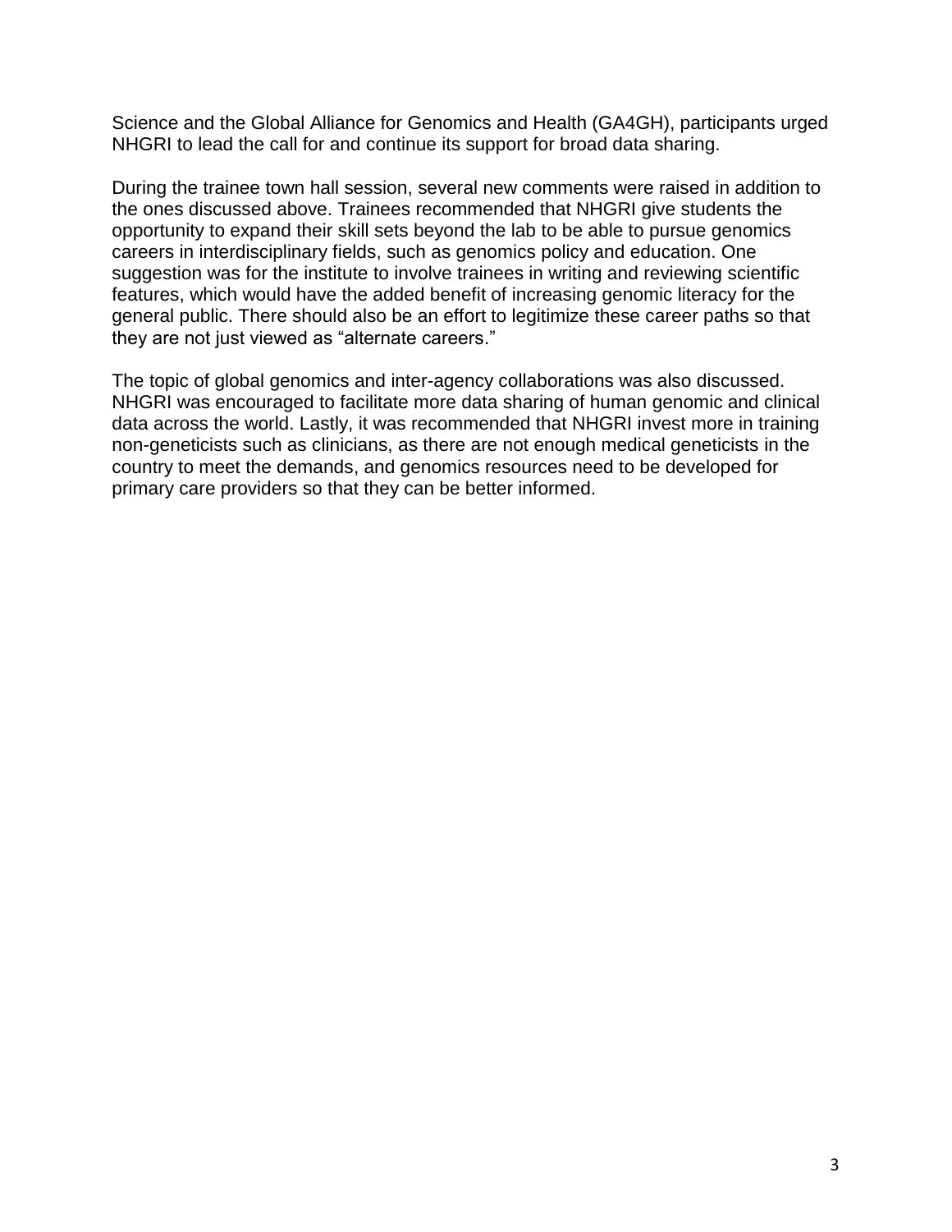Science and the Global Alliance for Genomics and Health (GA4GH), participants urged NHGRI to lead the call for and continue its support for broad data sharing.

During the trainee town hall session, several new comments were raised in addition to the ones discussed above. Trainees recommended that NHGRI give students the opportunity to expand their skill sets beyond the lab to be able to pursue genomics careers in interdisciplinary fields, such as genomics policy and education. One suggestion was for the institute to involve trainees in writing and reviewing scientific features, which would have the added benefit of increasing genomic literacy for the general public. There should also be an effort to legitimize these career paths so that they are not just viewed as "alternate careers."

The topic of global genomics and inter-agency collaborations was also discussed. NHGRI was encouraged to facilitate more data sharing of human genomic and clinical data across the world. Lastly, it was recommended that NHGRI invest more in training non-geneticists such as clinicians, as there are not enough medical geneticists in the country to meet the demands, and genomics resources need to be developed for primary care providers so that they can be better informed.